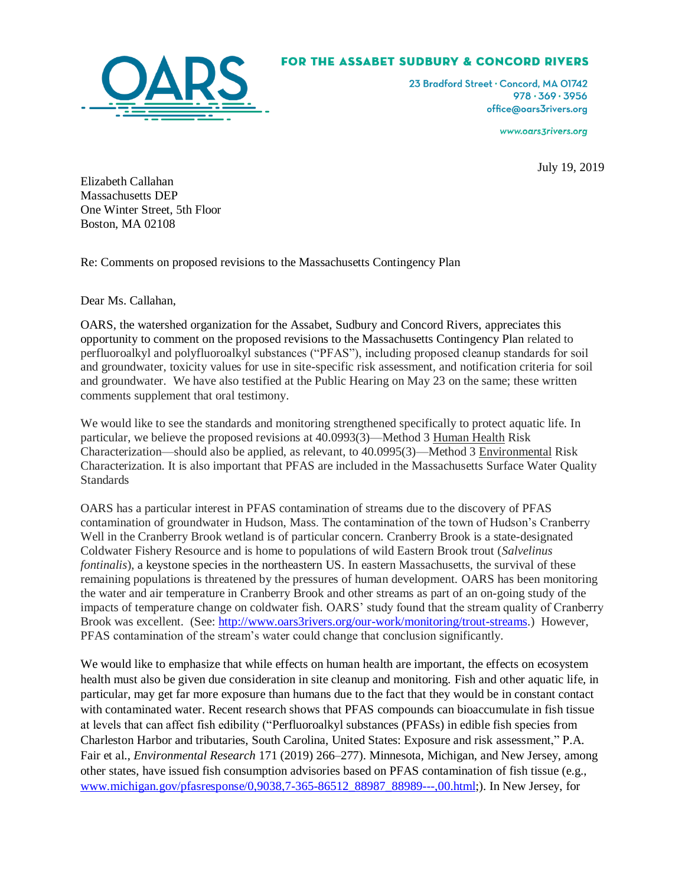**OARS**

**FOR THE ASSABET SUDBURY & CONCORD RIVERS**

23 Bradford Street · Concord, MA 01742
978 · 369 · 3956
office@oars3rivers.org

www.oars3rivers.org

July 19, 2019

Elizabeth Callahan
Massachusetts DEP
One Winter Street, 5th Floor
Boston, MA 02108

Re: Comments on proposed revisions to the Massachusetts Contingency Plan

Dear Ms. Callahan,

OARS, the watershed organization for the Assabet, Sudbury and Concord Rivers, appreciates this opportunity to comment on the proposed revisions to the Massachusetts Contingency Plan related to perfluoroalkyl and polyfluoroalkyl substances ("PFAS"), including proposed cleanup standards for soil and groundwater, toxicity values for use in site-specific risk assessment, and notification criteria for soil and groundwater. We have also testified at the Public Hearing on May 23 on the same; these written comments supplement that oral testimony.

We would like to see the standards and monitoring strengthened specifically to protect aquatic life. In particular, we believe the proposed revisions at 40.0993(3)—Method 3 Human Health Risk Characterization—should also be applied, as relevant, to 40.0995(3)—Method 3 Environmental Risk Characterization. It is also important that PFAS are included in the Massachusetts Surface Water Quality Standards

OARS has a particular interest in PFAS contamination of streams due to the discovery of PFAS contamination of groundwater in Hudson, Mass. The contamination of the town of Hudson's Cranberry Well in the Cranberry Brook wetland is of particular concern. Cranberry Brook is a state-designated Coldwater Fishery Resource and is home to populations of wild Eastern Brook trout (*Salvelinus fontinalis*), a keystone species in the northeastern US. In eastern Massachusetts, the survival of these remaining populations is threatened by the pressures of human development. OARS has been monitoring the water and air temperature in Cranberry Brook and other streams as part of an on-going study of the impacts of temperature change on coldwater fish. OARS' study found that the stream quality of Cranberry Brook was excellent. (See: http://www.oars3rivers.org/our-work/monitoring/trout-streams.) However, PFAS contamination of the stream's water could change that conclusion significantly.

We would like to emphasize that while effects on human health are important, the effects on ecosystem health must also be given due consideration in site cleanup and monitoring. Fish and other aquatic life, in particular, may get far more exposure than humans due to the fact that they would be in constant contact with contaminated water. Recent research shows that PFAS compounds can bioaccumulate in fish tissue at levels that can affect fish edibility ("Perfluoroalkyl substances (PFASs) in edible fish species from Charleston Harbor and tributaries, South Carolina, United States: Exposure and risk assessment," P.A. Fair et al., *Environmental Research* 171 (2019) 266–277). Minnesota, Michigan, and New Jersey, among other states, have issued fish consumption advisories based on PFAS contamination of fish tissue (e.g., www.michigan.gov/pfasresponse/0,9038,7-365-86512_88987_88989---,00.html;). In New Jersey, for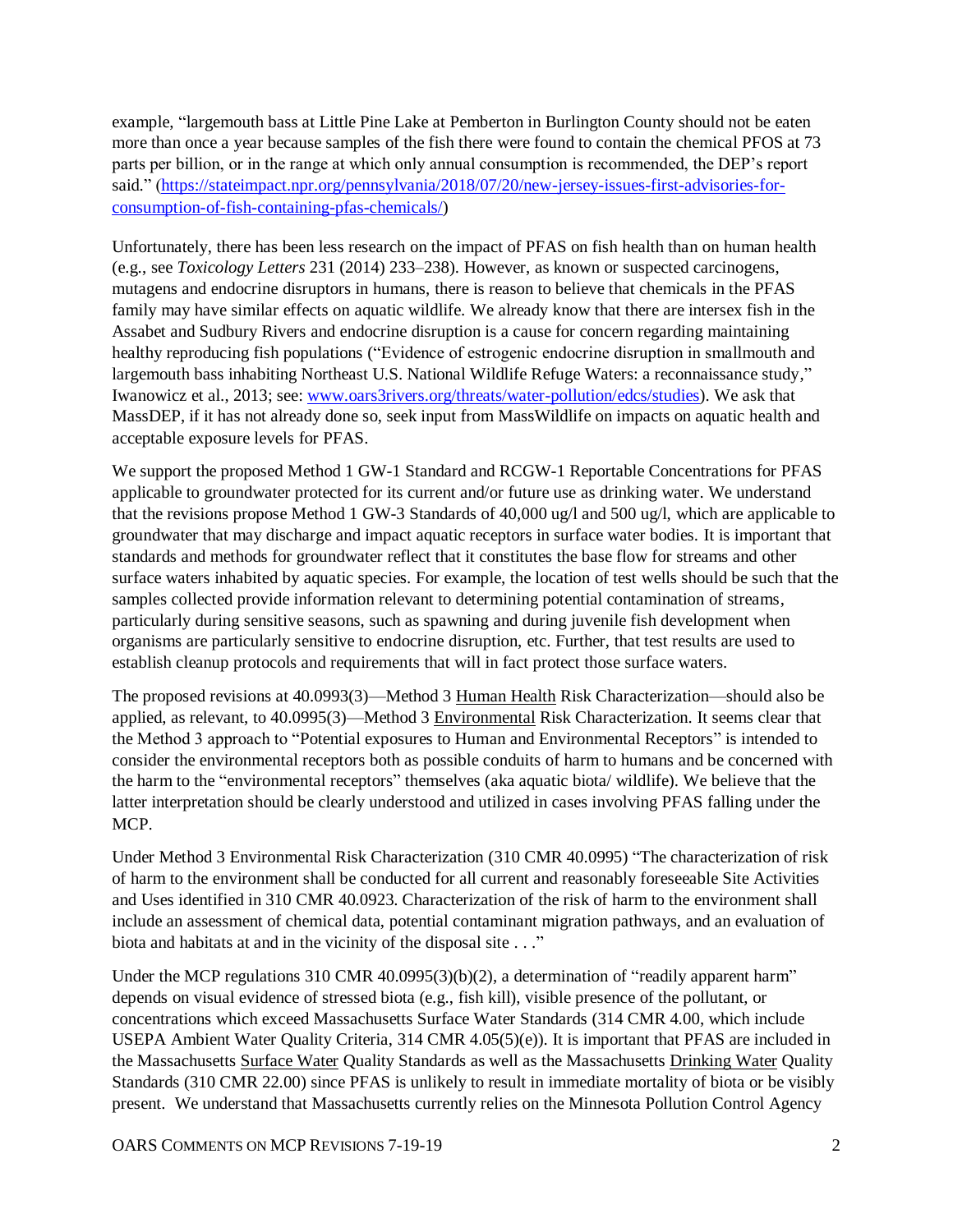example, "largemouth bass at Little Pine Lake at Pemberton in Burlington County should not be eaten more than once a year because samples of the fish there were found to contain the chemical PFOS at 73 parts per billion, or in the range at which only annual consumption is recommended, the DEP's report said." (https://stateimpact.npr.org/pennsylvania/2018/07/20/new-jersey-issues-first-advisories-for-consumption-of-fish-containing-pfas-chemicals/)

Unfortunately, there has been less research on the impact of PFAS on fish health than on human health (e.g., see *Toxicology Letters* 231 (2014) 233–238). However, as known or suspected carcinogens, mutagens and endocrine disruptors in humans, there is reason to believe that chemicals in the PFAS family may have similar effects on aquatic wildlife. We already know that there are intersex fish in the Assabet and Sudbury Rivers and endocrine disruption is a cause for concern regarding maintaining healthy reproducing fish populations ("Evidence of estrogenic endocrine disruption in smallmouth and largemouth bass inhabiting Northeast U.S. National Wildlife Refuge Waters: a reconnaissance study," Iwanowicz et al., 2013; see: www.oars3rivers.org/threats/water-pollution/edcs/studies). We ask that MassDEP, if it has not already done so, seek input from MassWildlife on impacts on aquatic health and acceptable exposure levels for PFAS.

We support the proposed Method 1 GW-1 Standard and RCGW-1 Reportable Concentrations for PFAS applicable to groundwater protected for its current and/or future use as drinking water. We understand that the revisions propose Method 1 GW-3 Standards of 40,000 ug/l and 500 ug/l, which are applicable to groundwater that may discharge and impact aquatic receptors in surface water bodies. It is important that standards and methods for groundwater reflect that it constitutes the base flow for streams and other surface waters inhabited by aquatic species. For example, the location of test wells should be such that the samples collected provide information relevant to determining potential contamination of streams, particularly during sensitive seasons, such as spawning and during juvenile fish development when organisms are particularly sensitive to endocrine disruption, etc. Further, that test results are used to establish cleanup protocols and requirements that will in fact protect those surface waters.

The proposed revisions at 40.0993(3)—Method 3 Human Health Risk Characterization—should also be applied, as relevant, to 40.0995(3)—Method 3 Environmental Risk Characterization. It seems clear that the Method 3 approach to "Potential exposures to Human and Environmental Receptors" is intended to consider the environmental receptors both as possible conduits of harm to humans and be concerned with the harm to the "environmental receptors" themselves (aka aquatic biota/ wildlife). We believe that the latter interpretation should be clearly understood and utilized in cases involving PFAS falling under the MCP.

Under Method 3 Environmental Risk Characterization (310 CMR 40.0995) "The characterization of risk of harm to the environment shall be conducted for all current and reasonably foreseeable Site Activities and Uses identified in 310 CMR 40.0923. Characterization of the risk of harm to the environment shall include an assessment of chemical data, potential contaminant migration pathways, and an evaluation of biota and habitats at and in the vicinity of the disposal site . . ."

Under the MCP regulations 310 CMR 40.0995(3)(b)(2), a determination of "readily apparent harm" depends on visual evidence of stressed biota (e.g., fish kill), visible presence of the pollutant, or concentrations which exceed Massachusetts Surface Water Standards (314 CMR 4.00, which include USEPA Ambient Water Quality Criteria, 314 CMR 4.05(5)(e)). It is important that PFAS are included in the Massachusetts Surface Water Quality Standards as well as the Massachusetts Drinking Water Quality Standards (310 CMR 22.00) since PFAS is unlikely to result in immediate mortality of biota or be visibly present. We understand that Massachusetts currently relies on the Minnesota Pollution Control Agency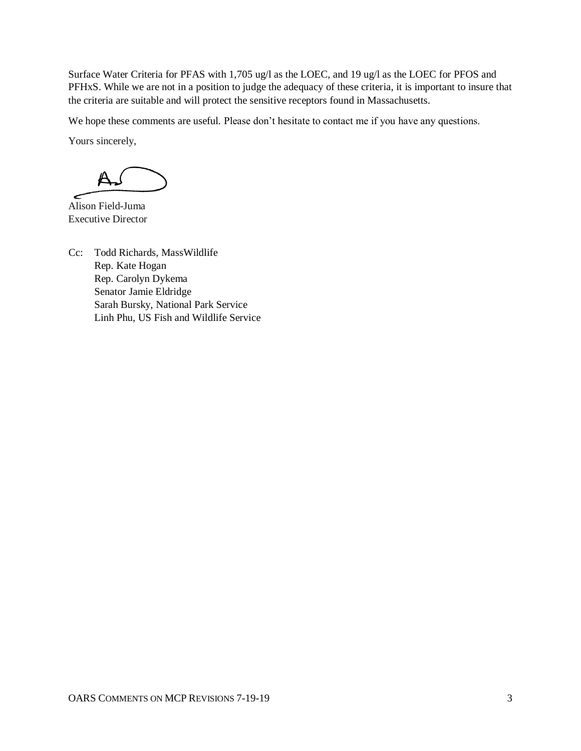Surface Water Criteria for PFAS with 1,705 ug/l as the LOEC, and 19 ug/l as the LOEC for PFOS and PFHxS. While we are not in a position to judge the adequacy of these criteria, it is important to insure that the criteria are suitable and will protect the sensitive receptors found in Massachusetts.

We hope these comments are useful. Please don't hesitate to contact me if you have any questions.

Yours sincerely,

Alison Field-Juma
Executive Director

Cc: Todd Richards, MassWildlife
Rep. Kate Hogan
Rep. Carolyn Dykema
Senator Jamie Eldridge
Sarah Bursky, National Park Service
Linh Phu, US Fish and Wildlife Service